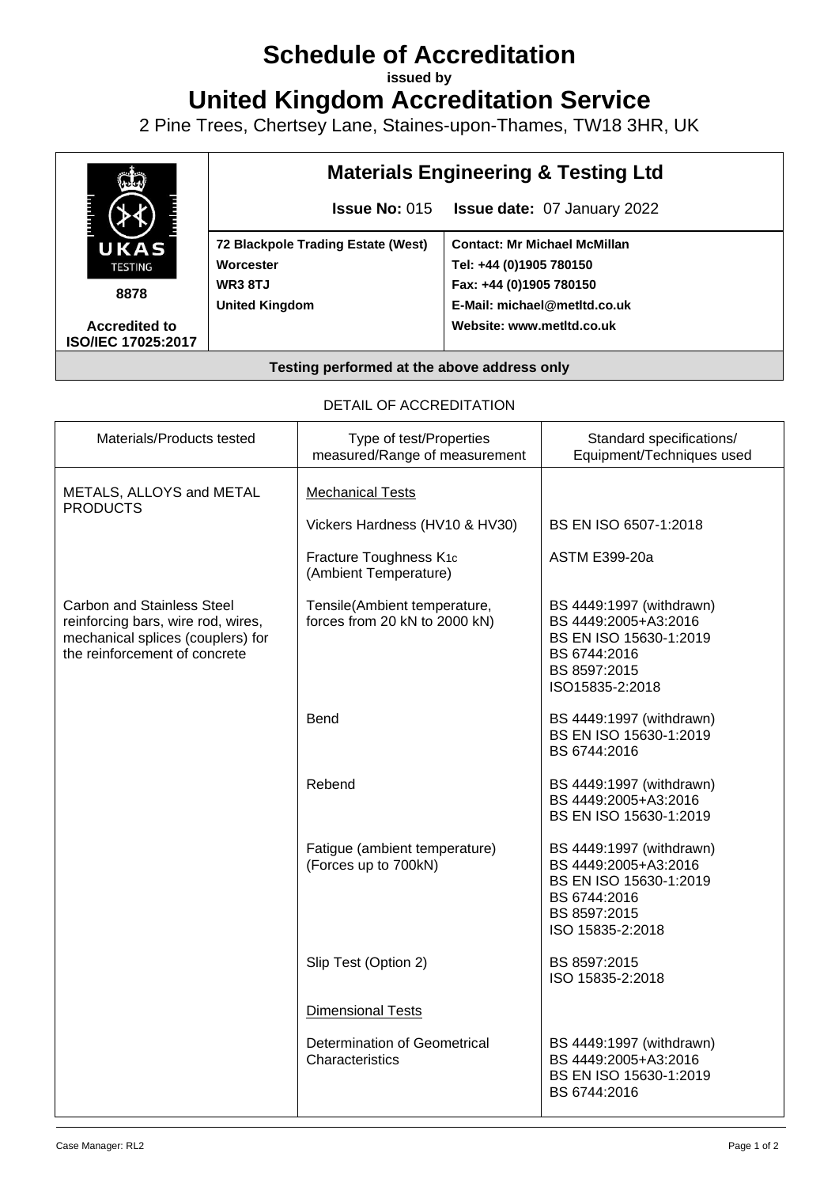# Schedule of Accreditation

**issued by**

# United Kingdom Accreditation Service

2 Pine Trees, Chertsey Lane, Staines-upon-Thames, TW18 3HR, UK

| UKAS TESTING 8878 Accredited to ISO/IEC 17025:2017 | **Materials Engineering & Testing Ltd** **Issue No:** 015 **Issue date:** 07 January 2022 | |
|---|---|---|
| | **72 Blackpole Trading Estate (West)** **Worcester** **WR3 8TJ** **United Kingdom** | **Contact: Mr Michael McMillan** **Tel: +44 (0)1905 780150** **Fax: +44 (0)1905 780150** **E-Mail: michael@metltd.co.uk** **Website: www.metltd.co.uk** |
| **Testing performed at the above address only** | | |

DETAIL OF ACCREDITATION

| Materials/Products tested | Type of test/Properties measured/Range of measurement | Standard specifications/ Equipment/Techniques used |
|---|---|---|
| METALS, ALLOYS and METAL PRODUCTS | Mechanical Tests | |
| | Vickers Hardness (HV10 & HV30) | BS EN ISO 6507-1:2018 |
| | Fracture Toughness $K_{1c}$ (Ambient Temperature) | ASTM E399-20a |
| Carbon and Stainless Steel reinforcing bars, wire rod, wires, mechanical splices (couplers) for the reinforcement of concrete | Tensile(Ambient temperature, forces from 20 kN to 2000 kN) | BS 4449:1997 (withdrawn)<br>BS 4449:2005+A3:2016<br>BS EN ISO 15630-1:2019<br>BS 6744:2016<br>BS 8597:2015<br>ISO15835-2:2018 |
| | Bend | BS 4449:1997 (withdrawn)<br>BS EN ISO 15630-1:2019<br>BS 6744:2016 |
| | Rebend | BS 4449:1997 (withdrawn)<br>BS 4449:2005+A3:2016<br>BS EN ISO 15630-1:2019 |
| | Fatigue (ambient temperature) (Forces up to 700kN) | BS 4449:1997 (withdrawn)<br>BS 4449:2005+A3:2016<br>BS EN ISO 15630-1:2019<br>BS 6744:2016<br>BS 8597:2015<br>ISO 15835-2:2018 |
| | Slip Test (Option 2) | BS 8597:2015<br>ISO 15835-2:2018 |
| | Dimensional Tests | |
| | Determination of Geometrical Characteristics | BS 4449:1997 (withdrawn)<br>BS 4449:2005+A3:2016<br>BS EN ISO 15630-1:2019<br>BS 6744:2016 |

Case Manager: RL2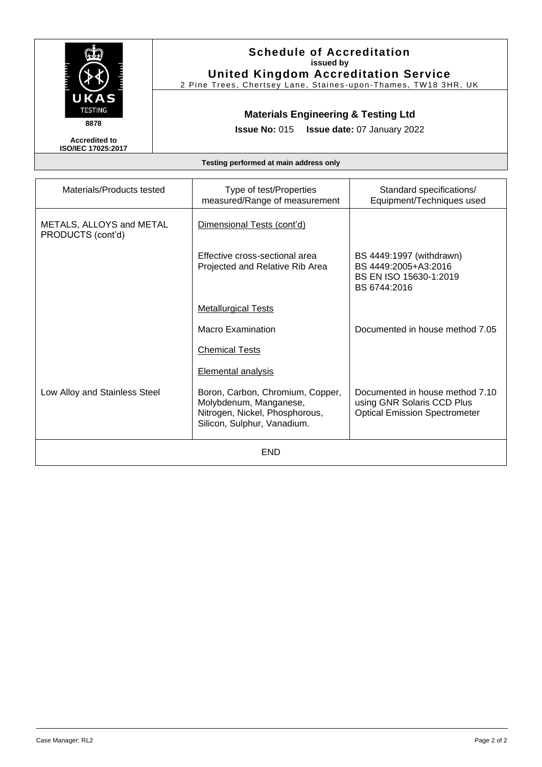# Schedule of Accreditation
**issued by**
**United Kingdom Accreditation Service**
2 Pine Trees, Chertsey Lane, Staines-upon-Thames, TW18 3HR, UK

UKAS TESTING
**8878**
**Accredited to ISO/IEC 17025:2017**

## Materials Engineering & Testing Ltd

**Issue No:** 015 **Issue date:** 07 January 2022

**Testing performed at main address only**

| Materials/Products tested | Type of test/Properties measured/Range of measurement | Standard specifications/ Equipment/Techniques used |
|---|---|---|
| METALS, ALLOYS and METAL PRODUCTS (cont'd) | Dimensional Tests (cont'd) | |
| | Effective cross-sectional area Projected and Relative Rib Area | BS 4449:1997 (withdrawn) BS 4449:2005+A3:2016 BS EN ISO 15630-1:2019 BS 6744:2016 |
| | Metallurgical Tests | |
| | Macro Examination | Documented in house method 7.05 |
| | Chemical Tests | |
| | Elemental analysis | |
| Low Alloy and Stainless Steel | Boron, Carbon, Chromium, Copper, Molybdenum, Manganese, Nitrogen, Nickel, Phosphorous, Silicon, Sulphur, Vanadium. | Documented in house method 7.10 using GNR Solaris CCD Plus Optical Emission Spectrometer |

END

Case Manager: RL2